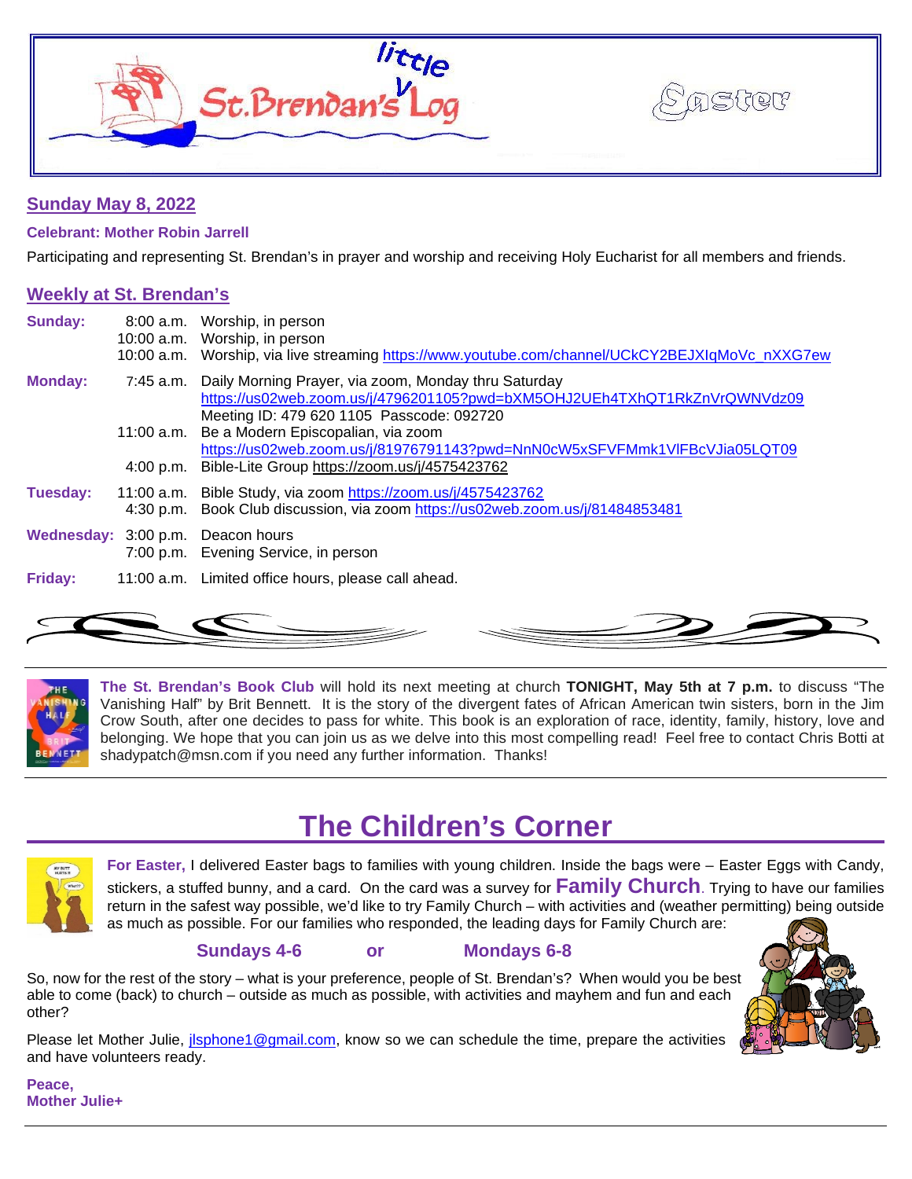# little St. Brendan's Log

Easter

## Sunday May 8, 2022

**Celebrant: Mother Robin Jarrell**

Participating and representing St. Brendan's in prayer and worship and receiving Holy Eucharist for all members and friends.

## Weekly at St. Brendan's

| | | |
|---|---|---|
| **Sunday:** | 8:00 a.m. | Worship, in person |
| | 10:00 a.m. | Worship, in person |
| | 10:00 a.m. | Worship, via live streaming https://www.youtube.com/channel/UCkCY2BEJXIqMoVc_nXXG7ew |
| **Monday:** | 7:45 a.m. | Daily Morning Prayer, via zoom, Monday thru Saturday https://us02web.zoom.us/j/4796201105?pwd=bXM5OHJ2UEh4TXhQT1RkZnVrQWNVdz09 Meeting ID: 479 620 1105 Passcode: 092720 |
| | 11:00 a.m. | Be a Modern Episcopalian, via zoom https://us02web.zoom.us/j/81976791143?pwd=NnN0cW5xSFVFMmk1VlFBcVJia05LQT09 |
| | 4:00 p.m. | Bible-Lite Group https://zoom.us/j/4575423762 |
| **Tuesday:** | 11:00 a.m. | Bible Study, via zoom https://zoom.us/j/4575423762 |
| | 4:30 p.m. | Book Club discussion, via zoom https://us02web.zoom.us/j/81484853481 |
| **Wednesday:** | 3:00 p.m. | Deacon hours |
| | 7:00 p.m. | Evening Service, in person |
| **Friday:** | 11:00 a.m. | Limited office hours, please call ahead. |

---

**The St. Brendan's Book Club** will hold its next meeting at church **TONIGHT, May 5th at 7 p.m.** to discuss "The Vanishing Half" by Brit Bennett. It is the story of the divergent fates of African American twin sisters, born in the Jim Crow South, after one decides to pass for white. This book is an exploration of race, identity, family, history, love and belonging. We hope that you can join us as we delve into this most compelling read! Feel free to contact Chris Botti at shadypatch@msn.com if you need any further information. Thanks!

---

# The Children's Corner

**For Easter,** I delivered Easter bags to families with young children. Inside the bags were – Easter Eggs with Candy, stickers, a stuffed bunny, and a card. On the card was a survey for **Family Church**. Trying to have our families return in the safest way possible, we'd like to try Family Church – with activities and (weather permitting) being outside as much as possible. For our families who responded, the leading days for Family Church are:

**Sundays 4-6** **or** **Mondays 6-8**

So, now for the rest of the story – what is your preference, people of St. Brendan's? When would you be best able to come (back) to church – outside as much as possible, with activities and mayhem and fun and each other?

Please let Mother Julie, jlsphone1@gmail.com, know so we can schedule the time, prepare the activities and have volunteers ready.

**Peace,**
**Mother Julie+**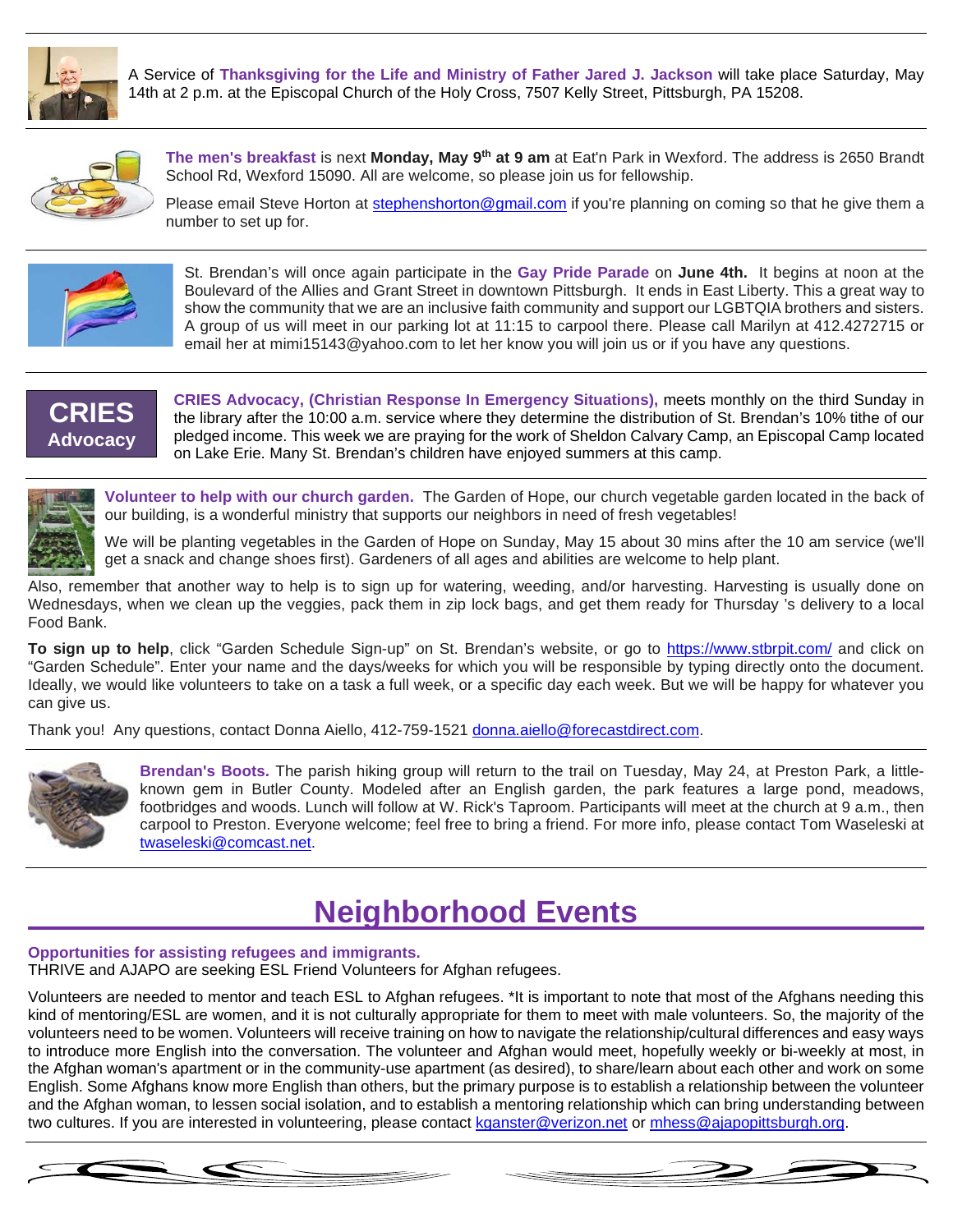A Service of **Thanksgiving for the Life and Ministry of Father Jared J. Jackson** will take place Saturday, May 14th at 2 p.m. at the Episcopal Church of the Holy Cross, 7507 Kelly Street, Pittsburgh, PA 15208.

---

**The men's breakfast** is next **Monday, May 9th at 9 am** at Eat'n Park in Wexford. The address is 2650 Brandt School Rd, Wexford 15090. All are welcome, so please join us for fellowship.

Please email Steve Horton at stephenshorton@gmail.com if you're planning on coming so that he give them a number to set up for.

---

St. Brendan's will once again participate in the **Gay Pride Parade** on **June 4th.** It begins at noon at the Boulevard of the Allies and Grant Street in downtown Pittsburgh. It ends in East Liberty. This a great way to show the community that we are an inclusive faith community and support our LGBTQIA brothers and sisters. A group of us will meet in our parking lot at 11:15 to carpool there. Please call Marilyn at 412.4272715 or email her at mimi15143@yahoo.com to let her know you will join us or if you have any questions.

---

**CRIES Advocacy**

**CRIES Advocacy, (Christian Response In Emergency Situations),** meets monthly on the third Sunday in the library after the 10:00 a.m. service where they determine the distribution of St. Brendan's 10% tithe of our pledged income. This week we are praying for the work of Sheldon Calvary Camp, an Episcopal Camp located on Lake Erie. Many St. Brendan's children have enjoyed summers at this camp.

---

**Volunteer to help with our church garden.** The Garden of Hope, our church vegetable garden located in the back of our building, is a wonderful ministry that supports our neighbors in need of fresh vegetables!

We will be planting vegetables in the Garden of Hope on Sunday, May 15 about 30 mins after the 10 am service (we'll get a snack and change shoes first). Gardeners of all ages and abilities are welcome to help plant.

Also, remember that another way to help is to sign up for watering, weeding, and/or harvesting. Harvesting is usually done on Wednesdays, when we clean up the veggies, pack them in zip lock bags, and get them ready for Thursday 's delivery to a local Food Bank.

**To sign up to help**, click "Garden Schedule Sign-up" on St. Brendan's website, or go to https://www.stbrpit.com/ and click on "Garden Schedule". Enter your name and the days/weeks for which you will be responsible by typing directly onto the document. Ideally, we would like volunteers to take on a task a full week, or a specific day each week. But we will be happy for whatever you can give us.

Thank you! Any questions, contact Donna Aiello, 412-759-1521 donna.aiello@forecastdirect.com.

---

**Brendan's Boots.** The parish hiking group will return to the trail on Tuesday, May 24, at Preston Park, a little-known gem in Butler County. Modeled after an English garden, the park features a large pond, meadows, footbridges and woods. Lunch will follow at W. Rick's Taproom. Participants will meet at the church at 9 a.m., then carpool to Preston. Everyone welcome; feel free to bring a friend. For more info, please contact Tom Waseleski at twaseleski@comcast.net.

---

# Neighborhood Events

**Opportunities for assisting refugees and immigrants.**
THRIVE and AJAPO are seeking ESL Friend Volunteers for Afghan refugees.

Volunteers are needed to mentor and teach ESL to Afghan refugees. *It is important to note that most of the Afghans needing this kind of mentoring/ESL are women, and it is not culturally appropriate for them to meet with male volunteers. So, the majority of the volunteers need to be women. Volunteers will receive training on how to navigate the relationship/cultural differences and easy ways to introduce more English into the conversation. The volunteer and Afghan would meet, hopefully weekly or bi-weekly at most, in the Afghan woman's apartment or in the community-use apartment (as desired), to share/learn about each other and work on some English. Some Afghans know more English than others, but the primary purpose is to establish a relationship between the volunteer and the Afghan woman, to lessen social isolation, and to establish a mentoring relationship which can bring understanding between two cultures. If you are interested in volunteering, please contact kganster@verizon.net or mhess@ajapopittsburgh.org.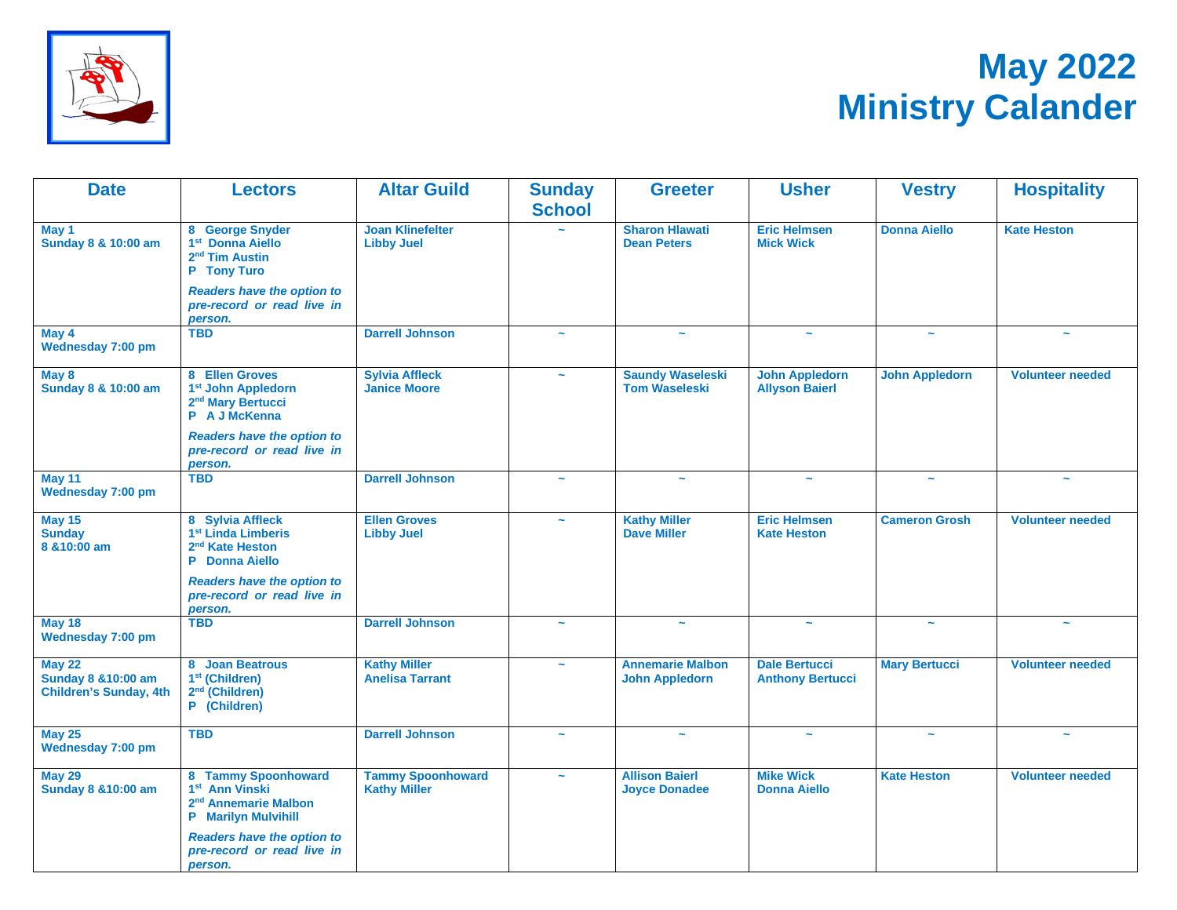# May 2022
# Ministry Calander

| Date | Lectors | Altar Guild | Sunday School | Greeter | Usher | Vestry | Hospitality |
|---|---|---|---|---|---|---|---|
| **May 1**<br>**Sunday 8 & 10:00 am** | **8 George Snyder**<br>**1st Donna Aiello**<br>**2nd Tim Austin**<br>**P Tony Turo**<br>***Readers have the option to pre-record or read live in person.*** | **Joan Klinefelter**<br>**Libby Juel** | ~ | **Sharon Hlawati**<br>**Dean Peters** | **Eric Helmsen**<br>**Mick Wick** | **Donna Aiello** | **Kate Heston** |
| **May 4**<br>**Wednesday 7:00 pm** | **TBD** | **Darrell Johnson** | ~ | ~ | ~ | ~ | ~ |
| **May 8**<br>**Sunday 8 & 10:00 am** | **8 Ellen Groves**<br>**1st John Appledorn**<br>**2nd Mary Bertucci**<br>**P A J McKenna**<br>***Readers have the option to pre-record or read live in person.*** | **Sylvia Affleck**<br>**Janice Moore** | ~ | **Saundy Waseleski**<br>**Tom Waseleski** | **John Appledorn**<br>**Allyson Baierl** | **John Appledorn** | **Volunteer needed** |
| **May 11**<br>**Wednesday 7:00 pm** | **TBD** | **Darrell Johnson** | ~ | ~ | ~ | ~ | ~ |
| **May 15**<br>**Sunday**<br>**8 &10:00 am** | **8 Sylvia Affleck**<br>**1st Linda Limberis**<br>**2nd Kate Heston**<br>**P Donna Aiello**<br>***Readers have the option to pre-record or read live in person.*** | **Ellen Groves**<br>**Libby Juel** | ~ | **Kathy Miller**<br>**Dave Miller** | **Eric Helmsen**<br>**Kate Heston** | **Cameron Grosh** | **Volunteer needed** |
| **May 18**<br>**Wednesday 7:00 pm** | **TBD** | **Darrell Johnson** | ~ | ~ | ~ | ~ | ~ |
| **May 22**<br>**Sunday 8 &10:00 am**<br>**Children's Sunday, 4th** | **8 Joan Beatrous**<br>**1st (Children)**<br>**2nd (Children)**<br>**P (Children)** | **Kathy Miller**<br>**Anelisa Tarrant** | ~ | **Annemarie Malbon**<br>**John Appledorn** | **Dale Bertucci**<br>**Anthony Bertucci** | **Mary Bertucci** | **Volunteer needed** |
| **May 25**<br>**Wednesday 7:00 pm** | **TBD** | **Darrell Johnson** | ~ | ~ | ~ | ~ | ~ |
| **May 29**<br>**Sunday 8 &10:00 am** | **8 Tammy Spoonhoward**<br>**1st Ann Vinski**<br>**2nd Annemarie Malbon**<br>**P Marilyn Mulvihill**<br>***Readers have the option to pre-record or read live in person.*** | **Tammy Spoonhoward**<br>**Kathy Miller** | ~ | **Allison Baierl**<br>**Joyce Donadee** | **Mike Wick**<br>**Donna Aiello** | **Kate Heston** | **Volunteer needed** |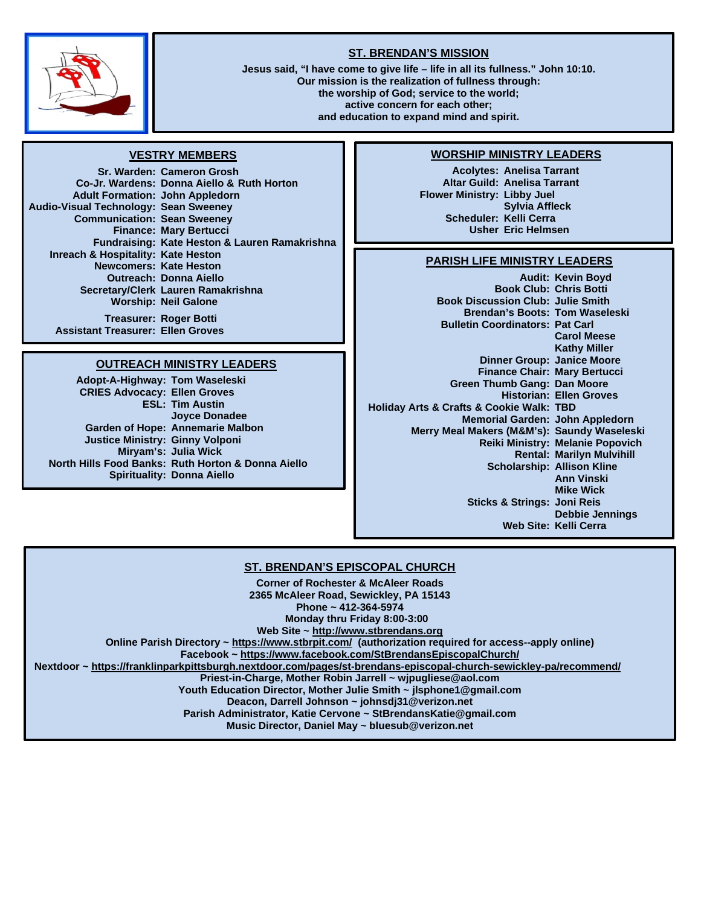## ST. BRENDAN'S MISSION

**Jesus said, "I have come to give life – life in all its fullness." John 10:10.**
**Our mission is the realization of fullness through:**
**the worship of God; service to the world;**
**active concern for each other;**
**and education to expand mind and spirit.**

## VESTRY MEMBERS

**Sr. Warden:** Cameron Grosh
**Co-Jr. Wardens:** Donna Aiello & Ruth Horton
**Adult Formation:** John Appledorn
**Audio-Visual Technology:** Sean Sweeney
**Communication:** Sean Sweeney
**Finance:** Mary Bertucci
**Fundraising:** Kate Heston & Lauren Ramakrishna
**Inreach & Hospitality:** Kate Heston
**Newcomers:** Kate Heston
**Outreach:** Donna Aiello
**Secretary/Clerk** Lauren Ramakrishna
**Worship:** Neil Galone

**Treasurer:** Roger Botti
**Assistant Treasurer:** Ellen Groves

## OUTREACH MINISTRY LEADERS

**Adopt-A-Highway:** Tom Waseleski
**CRIES Advocacy:** Ellen Groves
**ESL:** Tim Austin, Joyce Donadee
**Garden of Hope:** Annemarie Malbon
**Justice Ministry:** Ginny Volponi
**Miryam's:** Julia Wick
**North Hills Food Banks:** Ruth Horton & Donna Aiello
**Spirituality:** Donna Aiello

## WORSHIP MINISTRY LEADERS

**Acolytes:** Anelisa Tarrant
**Altar Guild:** Anelisa Tarrant
**Flower Ministry:** Libby Juel, Sylvia Affleck
**Scheduler:** Kelli Cerra
**Usher** Eric Helmsen

## PARISH LIFE MINISTRY LEADERS

**Audit:** Kevin Boyd
**Book Club:** Chris Botti
**Book Discussion Club:** Julie Smith
**Brendan's Boots:** Tom Waseleski
**Bulletin Coordinators:** Pat Carl, Carol Meese, Kathy Miller
**Dinner Group:** Janice Moore
**Finance Chair:** Mary Bertucci
**Green Thumb Gang:** Dan Moore
**Historian:** Ellen Groves
**Holiday Arts & Crafts & Cookie Walk:** TBD
**Memorial Garden:** John Appledorn
**Merry Meal Makers (M&M's):** Saundy Waseleski
**Reiki Ministry:** Melanie Popovich
**Rental:** Marilyn Mulvihill
**Scholarship:** Allison Kline, Ann Vinski, Mike Wick
**Sticks & Strings:** Joni Reis, Debbie Jennings
**Web Site:** Kelli Cerra

## ST. BRENDAN'S EPISCOPAL CHURCH

**Corner of Rochester & McAleer Roads**
**2365 McAleer Road, Sewickley, PA 15143**
**Phone ~ 412-364-5974**
**Monday thru Friday 8:00-3:00**
**Web Site ~ http://www.stbrendans.org**
**Online Parish Directory ~ https://www.stbrpit.com/ (authorization required for access--apply online)**
**Facebook ~ https://www.facebook.com/StBrendansEpiscopalChurch/**
**Nextdoor ~ https://franklinparkpittsburgh.nextdoor.com/pages/st-brendans-episcopal-church-sewickley-pa/recommend/**
**Priest-in-Charge, Mother Robin Jarrell ~ wjpugliese@aol.com**
**Youth Education Director, Mother Julie Smith ~ jlsphone1@gmail.com**
**Deacon, Darrell Johnson ~ johnsdj31@verizon.net**
**Parish Administrator, Katie Cervone ~ StBrendansKatie@gmail.com**
**Music Director, Daniel May ~ bluesub@verizon.net**